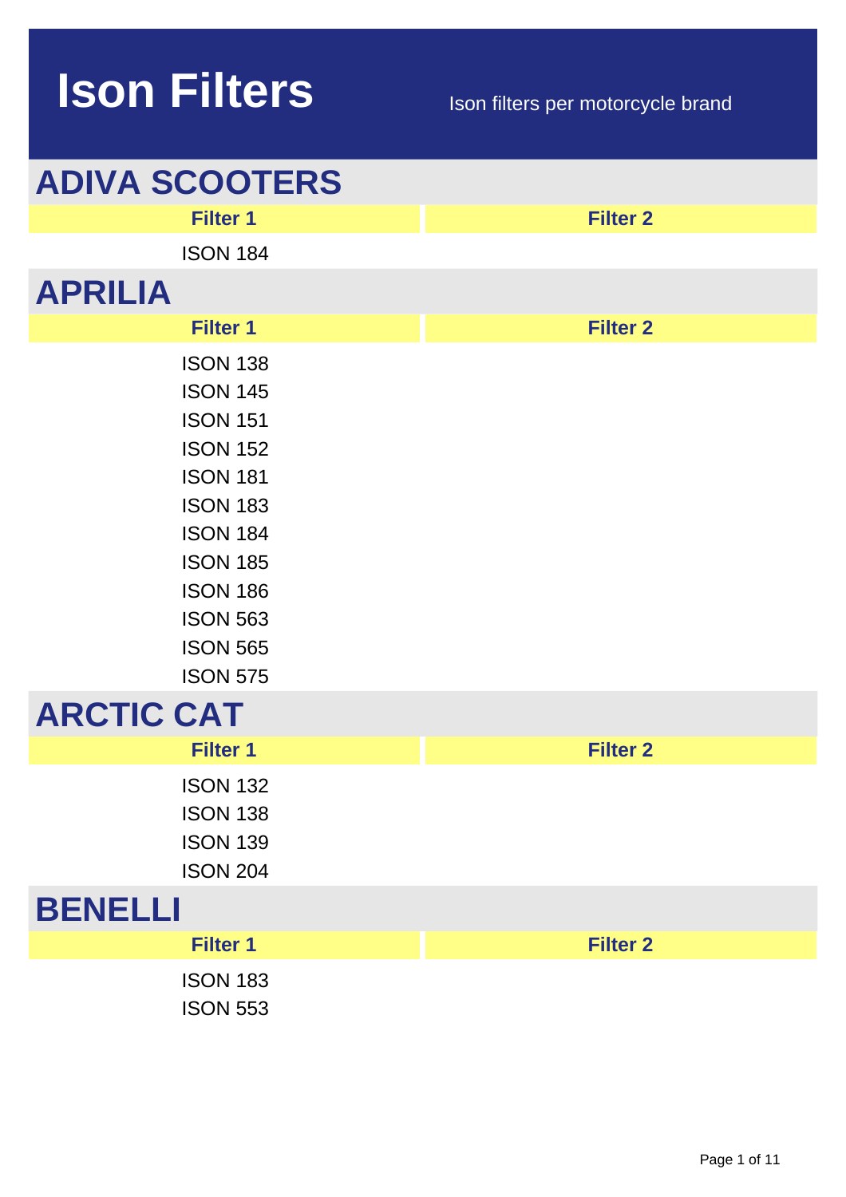# Ison Filters

Ison filters per motorcycle brand

## ADIVA SCOOTERS

| Filter 1 | Filter 2 |
| --- | --- |
| ISON 184 | |

## APRILIA

| Filter 1 | Filter 2 |
| --- | --- |
| ISON 138 | |
| ISON 145 | |
| ISON 151 | |
| ISON 152 | |
| ISON 181 | |
| ISON 183 | |
| ISON 184 | |
| ISON 185 | |
| ISON 186 | |
| ISON 563 | |
| ISON 565 | |
| ISON 575 | |

## ARCTIC CAT

| Filter 1 | Filter 2 |
| --- | --- |
| ISON 132 | |
| ISON 138 | |
| ISON 139 | |
| ISON 204 | |

## BENELLI

| Filter 1 | Filter 2 |
| --- | --- |
| ISON 183 | |
| ISON 553 | |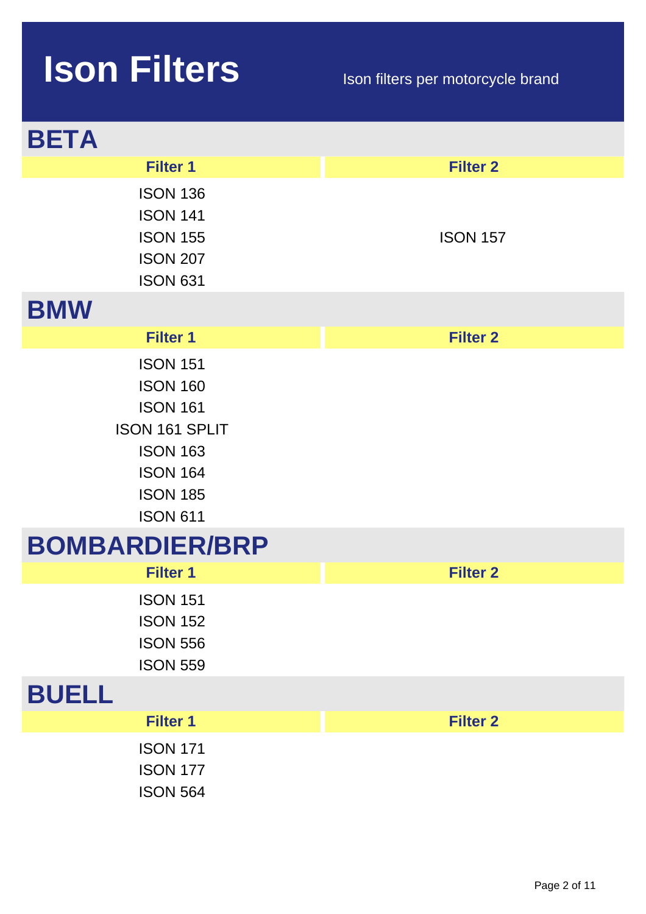# Ison Filters

Ison filters per motorcycle brand

## BETA

| Filter 1 | Filter 2 |
|---|---|
| ISON 136<br>ISON 141<br>ISON 155<br>ISON 207<br>ISON 631 | ISON 157 |

## BMW

| Filter 1 | Filter 2 |
|---|---|
| ISON 151<br>ISON 160<br>ISON 161<br>ISON 161 SPLIT<br>ISON 163<br>ISON 164<br>ISON 185<br>ISON 611 | |

## BOMBARDIER/BRP

| Filter 1 | Filter 2 |
|---|---|
| ISON 151<br>ISON 152<br>ISON 556<br>ISON 559 | |

## BUELL

| Filter 1 | Filter 2 |
|---|---|
| ISON 171<br>ISON 177<br>ISON 564 | |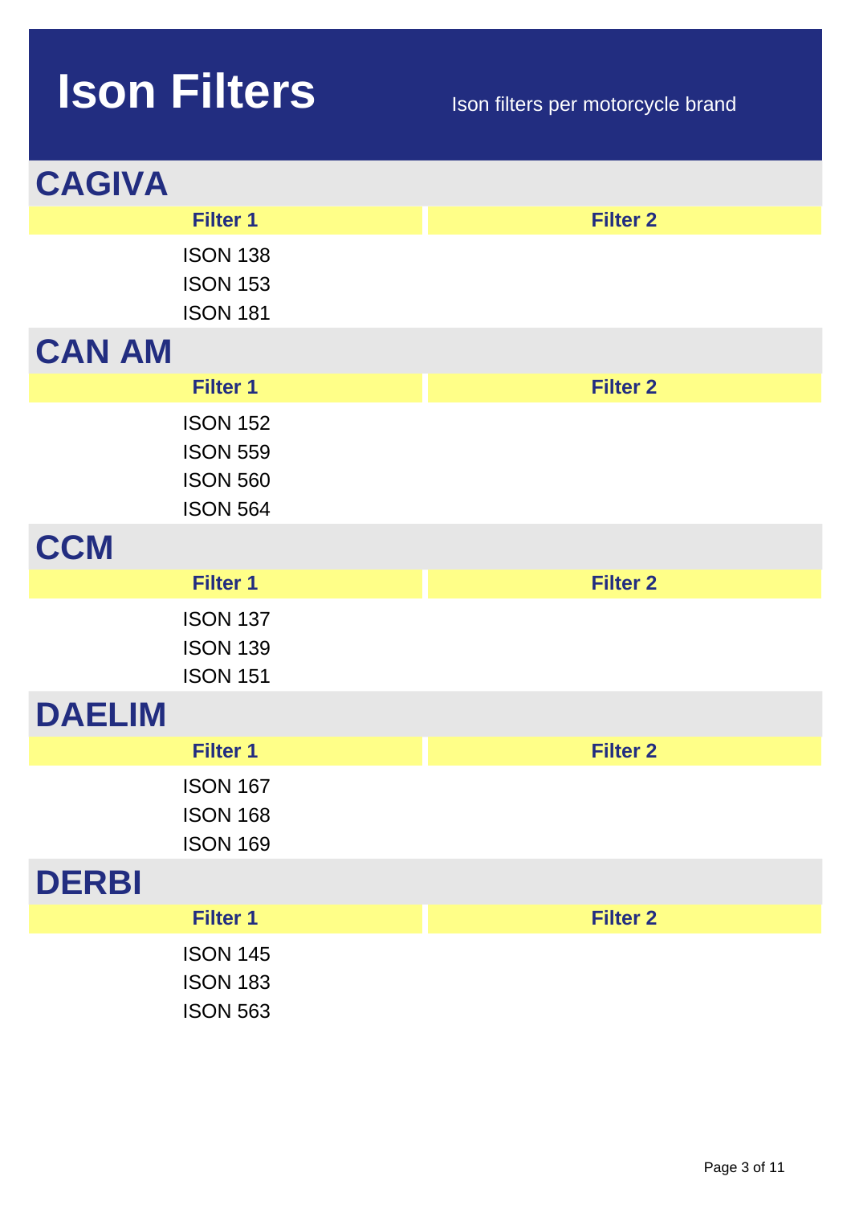# Ison Filters

Ison filters per motorcycle brand

## CAGIVA

| Filter 1 | Filter 2 |
| --- | --- |
| ISON 138 | |
| ISON 153 | |
| ISON 181 | |

## CAN AM

| Filter 1 | Filter 2 |
| --- | --- |
| ISON 152 | |
| ISON 559 | |
| ISON 560 | |
| ISON 564 | |

## CCM

| Filter 1 | Filter 2 |
| --- | --- |
| ISON 137 | |
| ISON 139 | |
| ISON 151 | |

## DAELIM

| Filter 1 | Filter 2 |
| --- | --- |
| ISON 167 | |
| ISON 168 | |
| ISON 169 | |

## DERBI

| Filter 1 | Filter 2 |
| --- | --- |
| ISON 145 | |
| ISON 183 | |
| ISON 563 | |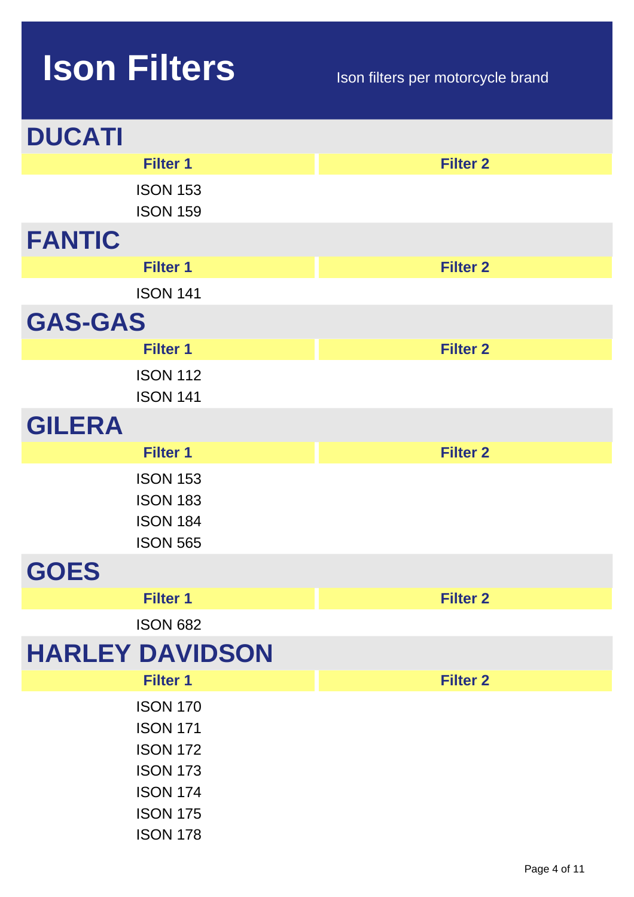# Ison Filters

Ison filters per motorcycle brand

## DUCATI

| Filter 1 | Filter 2 |
| --- | --- |
| ISON 153 | |
| ISON 159 | |

## FANTIC

| Filter 1 | Filter 2 |
| --- | --- |
| ISON 141 | |

## GAS-GAS

| Filter 1 | Filter 2 |
| --- | --- |
| ISON 112 | |
| ISON 141 | |

## GILERA

| Filter 1 | Filter 2 |
| --- | --- |
| ISON 153 | |
| ISON 183 | |
| ISON 184 | |
| ISON 565 | |

## GOES

| Filter 1 | Filter 2 |
| --- | --- |
| ISON 682 | |

## HARLEY DAVIDSON

| Filter 1 | Filter 2 |
| --- | --- |
| ISON 170 | |
| ISON 171 | |
| ISON 172 | |
| ISON 173 | |
| ISON 174 | |
| ISON 175 | |
| ISON 178 | |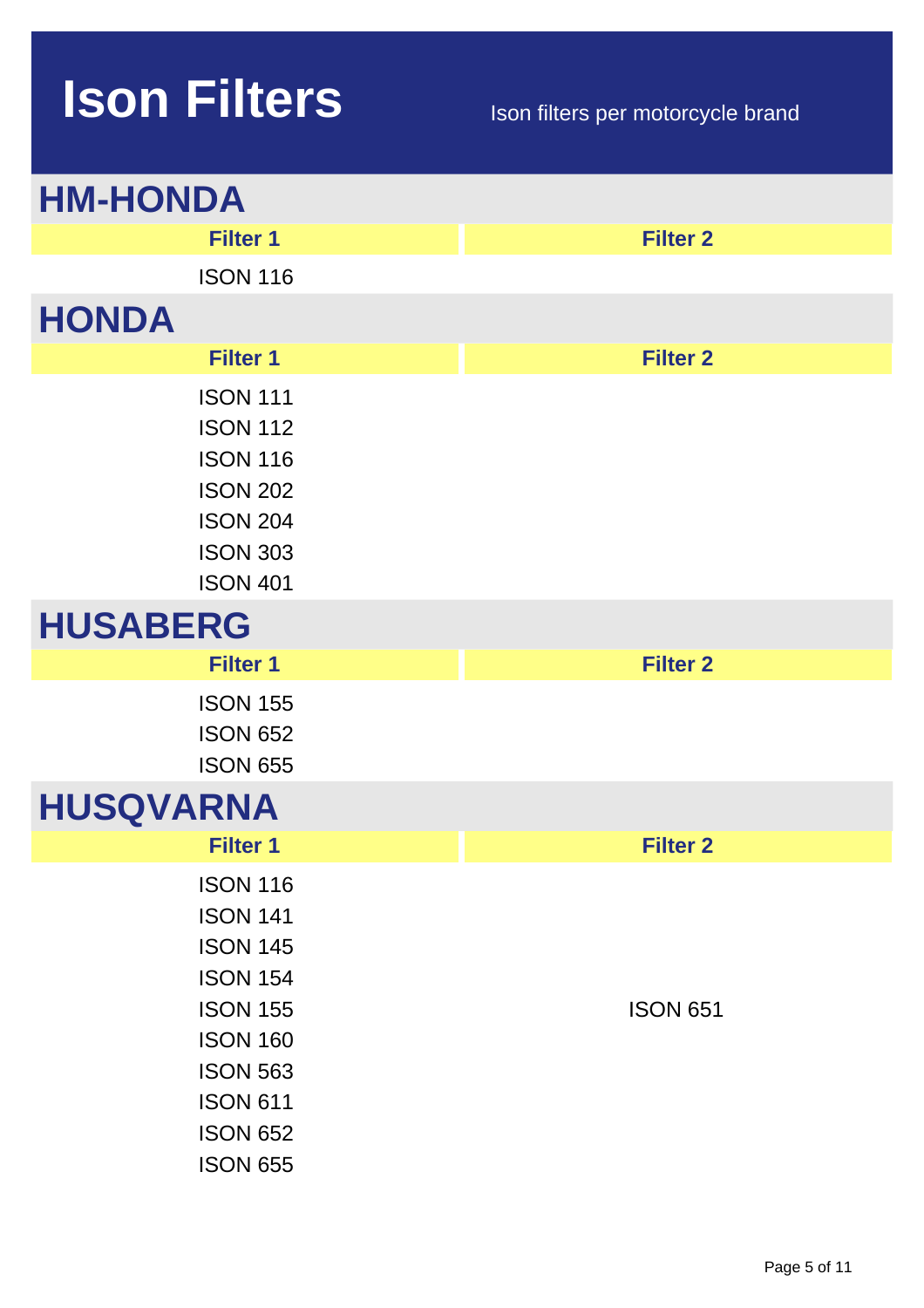# Ison Filters

Ison filters per motorcycle brand

## HM-HONDA

| Filter 1 | Filter 2 |
| --- | --- |
| ISON 116 | |

## HONDA

| Filter 1 | Filter 2 |
| --- | --- |
| ISON 111 | |
| ISON 112 | |
| ISON 116 | |
| ISON 202 | |
| ISON 204 | |
| ISON 303 | |
| ISON 401 | |

## HUSABERG

| Filter 1 | Filter 2 |
| --- | --- |
| ISON 155 | |
| ISON 652 | |
| ISON 655 | |

## HUSQVARNA

| Filter 1 | Filter 2 |
| --- | --- |
| ISON 116 | |
| ISON 141 | |
| ISON 145 | |
| ISON 154 | |
| ISON 155 | ISON 651 |
| ISON 160 | |
| ISON 563 | |
| ISON 611 | |
| ISON 652 | |
| ISON 655 | |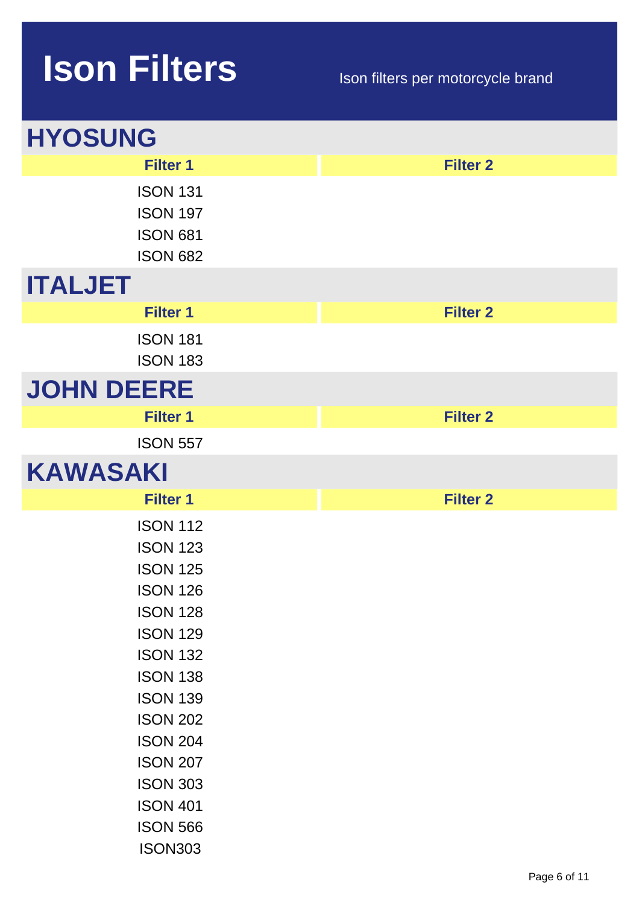# Ison Filters

Ison filters per motorcycle brand

## HYOSUNG

| Filter 1 | Filter 2 |
|---|---|
| ISON 131 | |
| ISON 197 | |
| ISON 681 | |
| ISON 682 | |

## ITALJET

| Filter 1 | Filter 2 |
|---|---|
| ISON 181 | |
| ISON 183 | |

## JOHN DEERE

| Filter 1 | Filter 2 |
|---|---|
| ISON 557 | |

## KAWASAKI

| Filter 1 | Filter 2 |
|---|---|
| ISON 112 | |
| ISON 123 | |
| ISON 125 | |
| ISON 126 | |
| ISON 128 | |
| ISON 129 | |
| ISON 132 | |
| ISON 138 | |
| ISON 139 | |
| ISON 202 | |
| ISON 204 | |
| ISON 207 | |
| ISON 303 | |
| ISON 401 | |
| ISON 566 | |
| ISON303 | |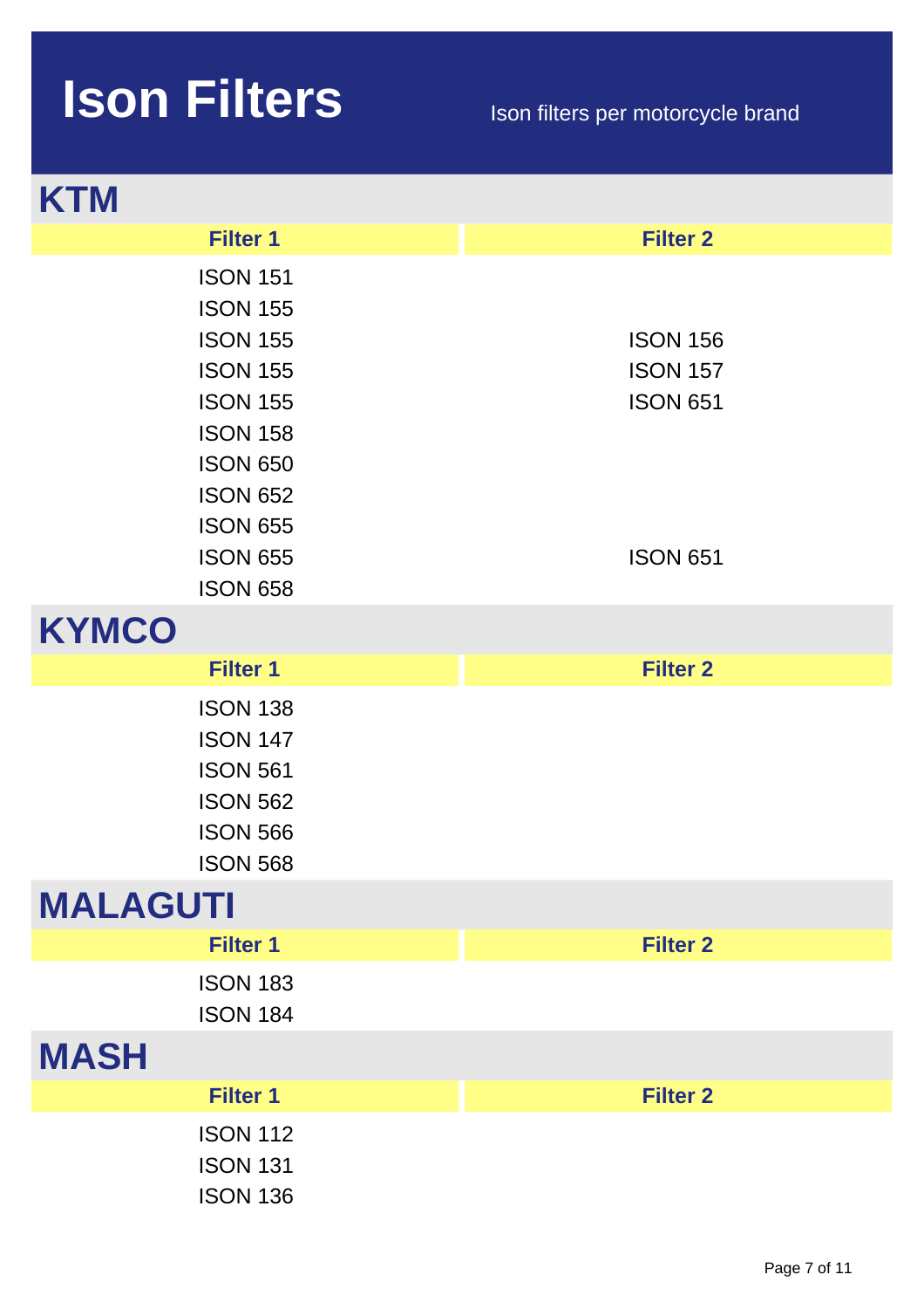# Ison Filters

Ison filters per motorcycle brand

## KTM

| Filter 1 | Filter 2 |
| --- | --- |
| ISON 151 | |
| ISON 155 | |
| ISON 155 | ISON 156 |
| ISON 155 | ISON 157 |
| ISON 155 | ISON 651 |
| ISON 158 | |
| ISON 650 | |
| ISON 652 | |
| ISON 655 | |
| ISON 655 | ISON 651 |
| ISON 658 | |

## KYMCO

| Filter 1 | Filter 2 |
| --- | --- |
| ISON 138 | |
| ISON 147 | |
| ISON 561 | |
| ISON 562 | |
| ISON 566 | |
| ISON 568 | |

## MALAGUTI

| Filter 1 | Filter 2 |
| --- | --- |
| ISON 183 | |
| ISON 184 | |

## MASH

| Filter 1 | Filter 2 |
| --- | --- |
| ISON 112 | |
| ISON 131 | |
| ISON 136 | |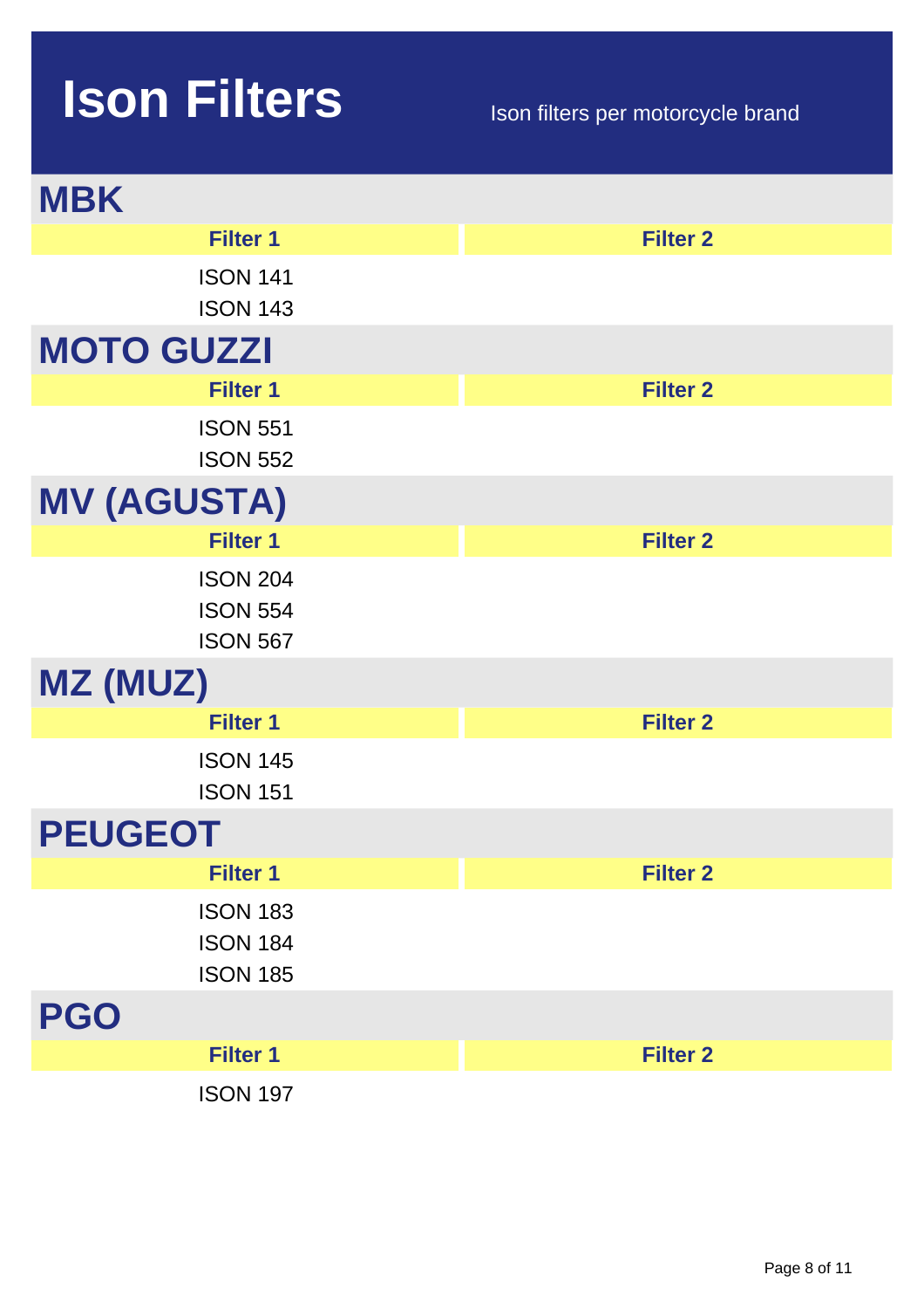# Ison Filters

Ison filters per motorcycle brand

## MBK

| Filter 1 | Filter 2 |
| --- | --- |
| ISON 141 | |
| ISON 143 | |

## MOTO GUZZI

| Filter 1 | Filter 2 |
| --- | --- |
| ISON 551 | |
| ISON 552 | |

## MV (AGUSTA)

| Filter 1 | Filter 2 |
| --- | --- |
| ISON 204 | |
| ISON 554 | |
| ISON 567 | |

## MZ (MUZ)

| Filter 1 | Filter 2 |
| --- | --- |
| ISON 145 | |
| ISON 151 | |

## PEUGEOT

| Filter 1 | Filter 2 |
| --- | --- |
| ISON 183 | |
| ISON 184 | |
| ISON 185 | |

## PGO

| Filter 1 | Filter 2 |
| --- | --- |
| ISON 197 | |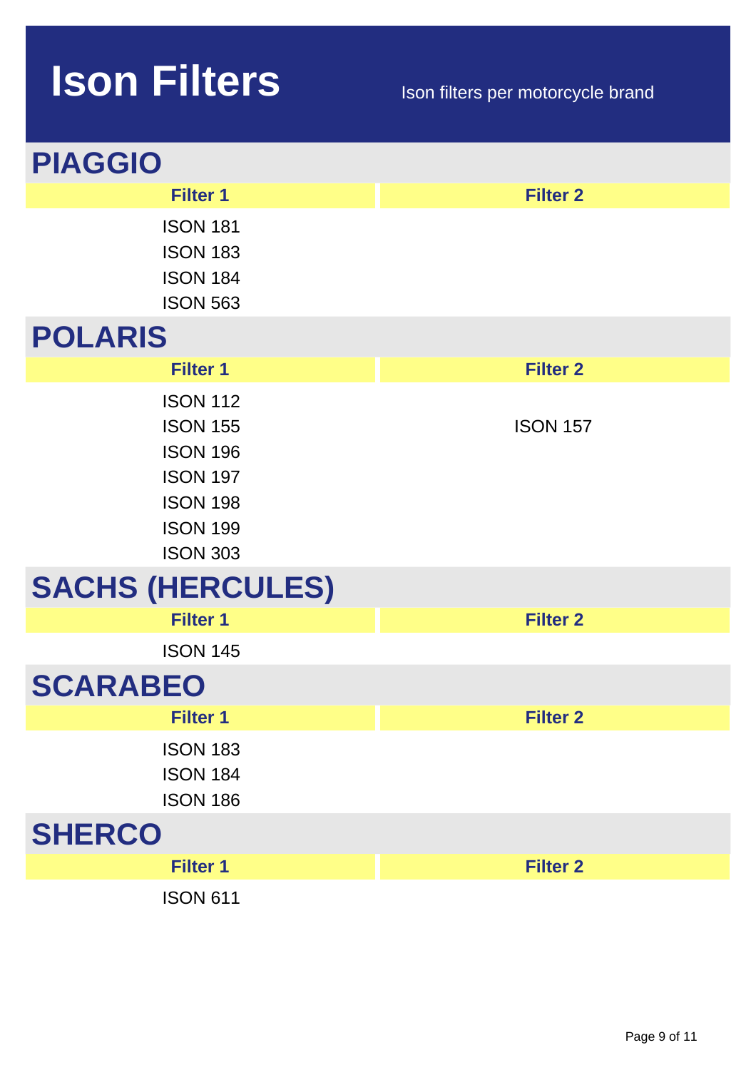# Ison Filters

Ison filters per motorcycle brand

## PIAGGIO

| Filter 1 | Filter 2 |
| --- | --- |
| ISON 181 | |
| ISON 183 | |
| ISON 184 | |
| ISON 563 | |

## POLARIS

| Filter 1 | Filter 2 |
| --- | --- |
| ISON 112 | |
| ISON 155 | ISON 157 |
| ISON 196 | |
| ISON 197 | |
| ISON 198 | |
| ISON 199 | |
| ISON 303 | |

## SACHS (HERCULES)

| Filter 1 | Filter 2 |
| --- | --- |
| ISON 145 | |

## SCARABEO

| Filter 1 | Filter 2 |
| --- | --- |
| ISON 183 | |
| ISON 184 | |
| ISON 186 | |

## SHERCO

| Filter 1 | Filter 2 |
| --- | --- |
| ISON 611 | |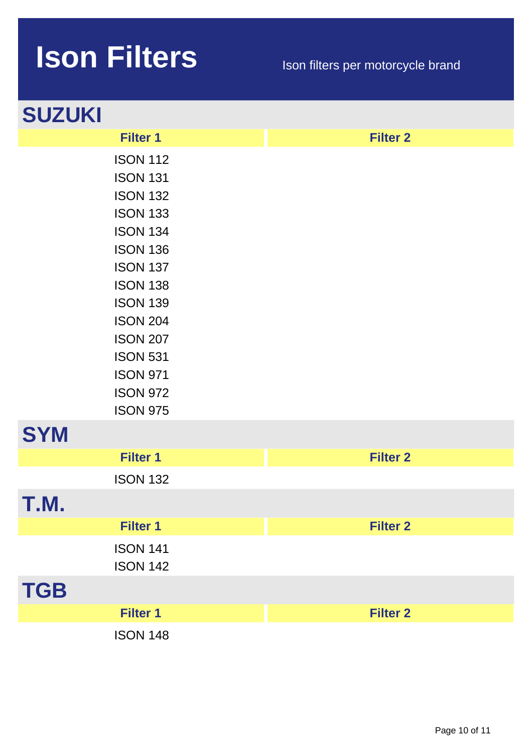# Ison Filters

Ison filters per motorcycle brand

## SUZUKI

| Filter 1 | Filter 2 |
|---|---|
| ISON 112 | |
| ISON 131 | |
| ISON 132 | |
| ISON 133 | |
| ISON 134 | |
| ISON 136 | |
| ISON 137 | |
| ISON 138 | |
| ISON 139 | |
| ISON 204 | |
| ISON 207 | |
| ISON 531 | |
| ISON 971 | |
| ISON 972 | |
| ISON 975 | |

## SYM

| Filter 1 | Filter 2 |
|---|---|
| ISON 132 | |

## T.M.

| Filter 1 | Filter 2 |
|---|---|
| ISON 141 | |
| ISON 142 | |

## TGB

| Filter 1 | Filter 2 |
|---|---|
| ISON 148 | |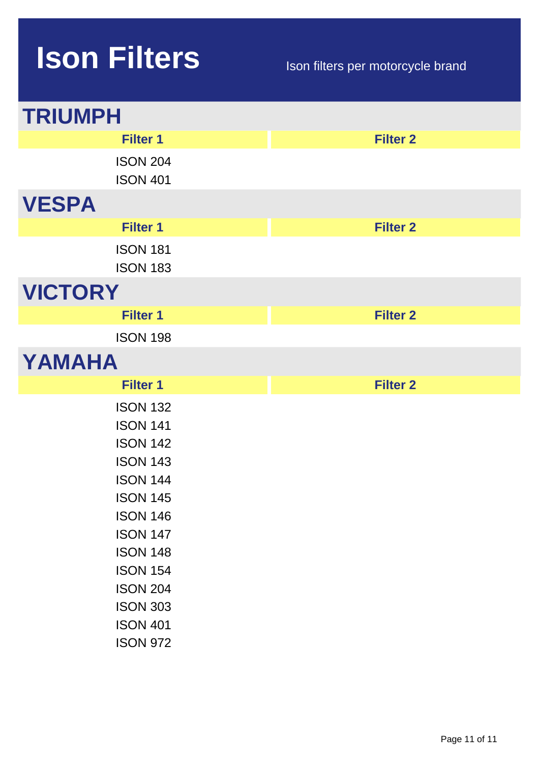# Ison Filters

Ison filters per motorcycle brand

## TRIUMPH

| Filter 1 | Filter 2 |
|---|---|
| ISON 204 | |
| ISON 401 | |

## VESPA

| Filter 1 | Filter 2 |
|---|---|
| ISON 181 | |
| ISON 183 | |

## VICTORY

| Filter 1 | Filter 2 |
|---|---|
| ISON 198 | |

## YAMAHA

| Filter 1 | Filter 2 |
|---|---|
| ISON 132 | |
| ISON 141 | |
| ISON 142 | |
| ISON 143 | |
| ISON 144 | |
| ISON 145 | |
| ISON 146 | |
| ISON 147 | |
| ISON 148 | |
| ISON 154 | |
| ISON 204 | |
| ISON 303 | |
| ISON 401 | |
| ISON 972 | |